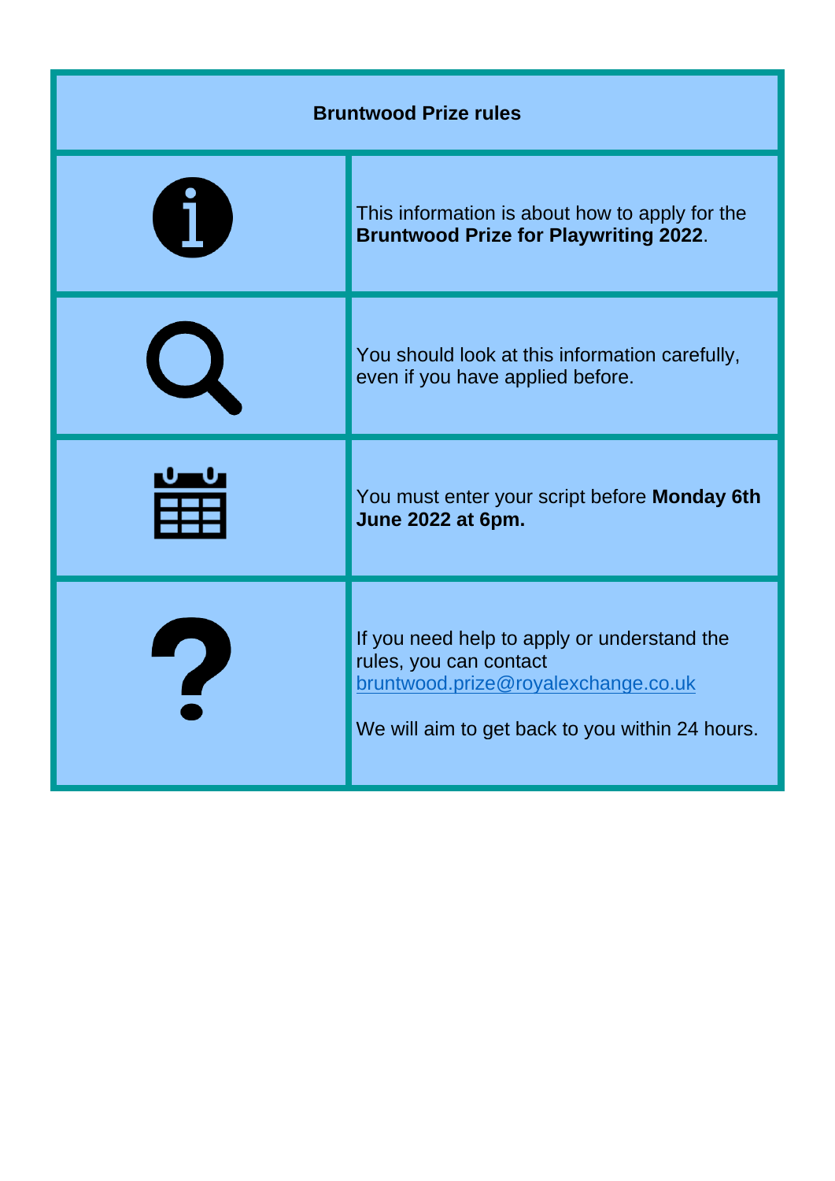| Bruntwood Prize rules | |
|---|---|
| | This information is about how to apply for the **Bruntwood Prize for Playwriting 2022**. |
| | You should look at this information carefully, even if you have applied before. |
| | You must enter your script before **Monday 6th June 2022 at 6pm.** |
| | If you need help to apply or understand the rules, you can contact bruntwood.prize@royalexchange.co.uk<br><br>We will aim to get back to you within 24 hours. |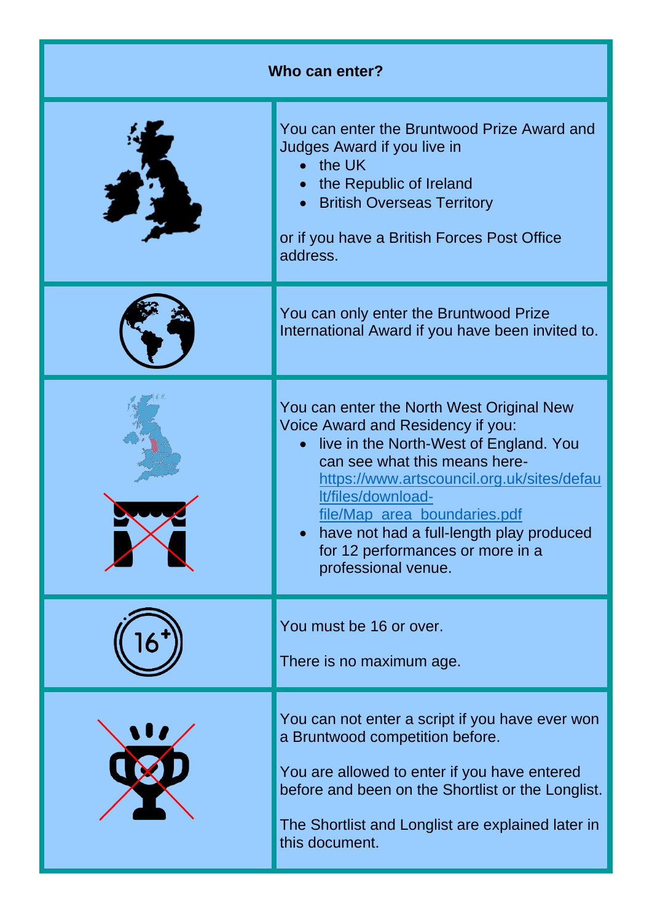**Who can enter?**

You can enter the Bruntwood Prize Award and Judges Award if you live in

- the UK
- the Republic of Ireland
- British Overseas Territory

or if you have a British Forces Post Office address.

You can only enter the Bruntwood Prize International Award if you have been invited to.

You can enter the North West Original New Voice Award and Residency if you:

- live in the North-West of England. You can see what this means here- https://www.artscouncil.org.uk/sites/default/files/download-file/Map_area_boundaries.pdf
- have not had a full-length play produced for 12 performances or more in a professional venue.

You must be 16 or over.

There is no maximum age.

You can not enter a script if you have ever won a Bruntwood competition before.

You are allowed to enter if you have entered before and been on the Shortlist or the Longlist.

The Shortlist and Longlist are explained later in this document.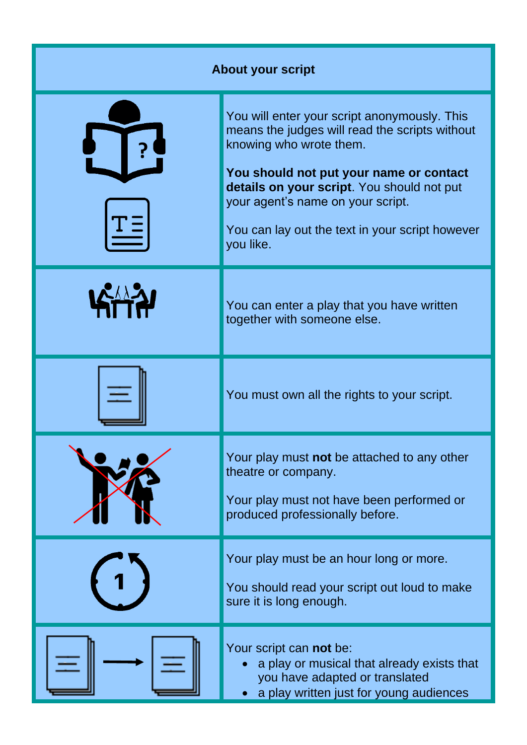## About your script

You will enter your script anonymously. This means the judges will read the scripts without knowing who wrote them.

**You should not put your name or contact details on your script**. You should not put your agent's name on your script.

You can lay out the text in your script however you like.

You can enter a play that you have written together with someone else.

You must own all the rights to your script.

Your play must **not** be attached to any other theatre or company.

Your play must not have been performed or produced professionally before.

Your play must be an hour long or more.

You should read your script out loud to make sure it is long enough.

Your script can **not** be:

- a play or musical that already exists that you have adapted or translated
- a play written just for young audiences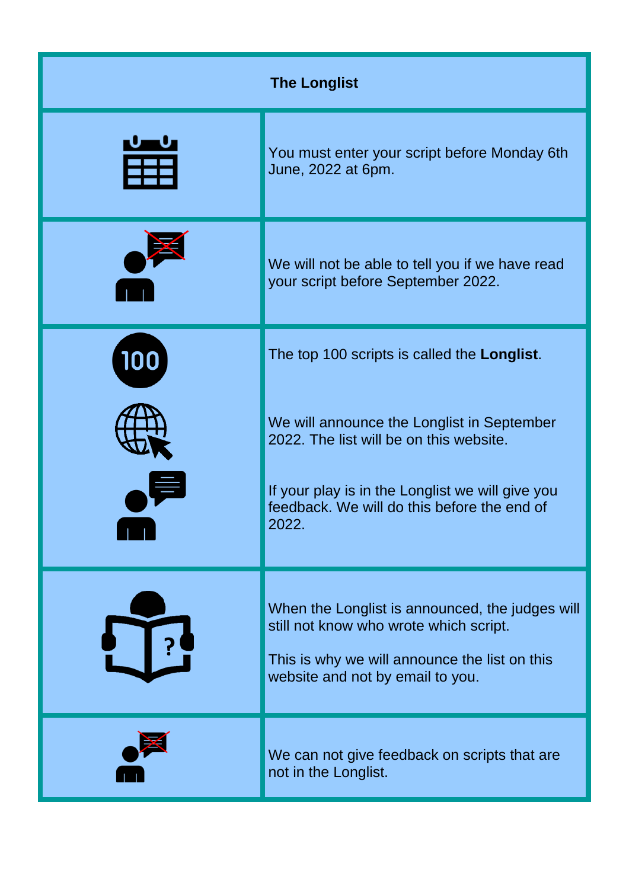| The Longlist | |
|---|---|
| | You must enter your script before Monday 6th June, 2022 at 6pm. |
| | We will not be able to tell you if we have read your script before September 2022. |
| | The top 100 scripts is called the **Longlist**.<br><br>We will announce the Longlist in September 2022. The list will be on this website.<br><br>If your play is in the Longlist we will give you feedback. We will do this before the end of 2022. |
| | When the Longlist is announced, the judges will still not know who wrote which script.<br><br>This is why we will announce the list on this website and not by email to you. |
| | We can not give feedback on scripts that are not in the Longlist. |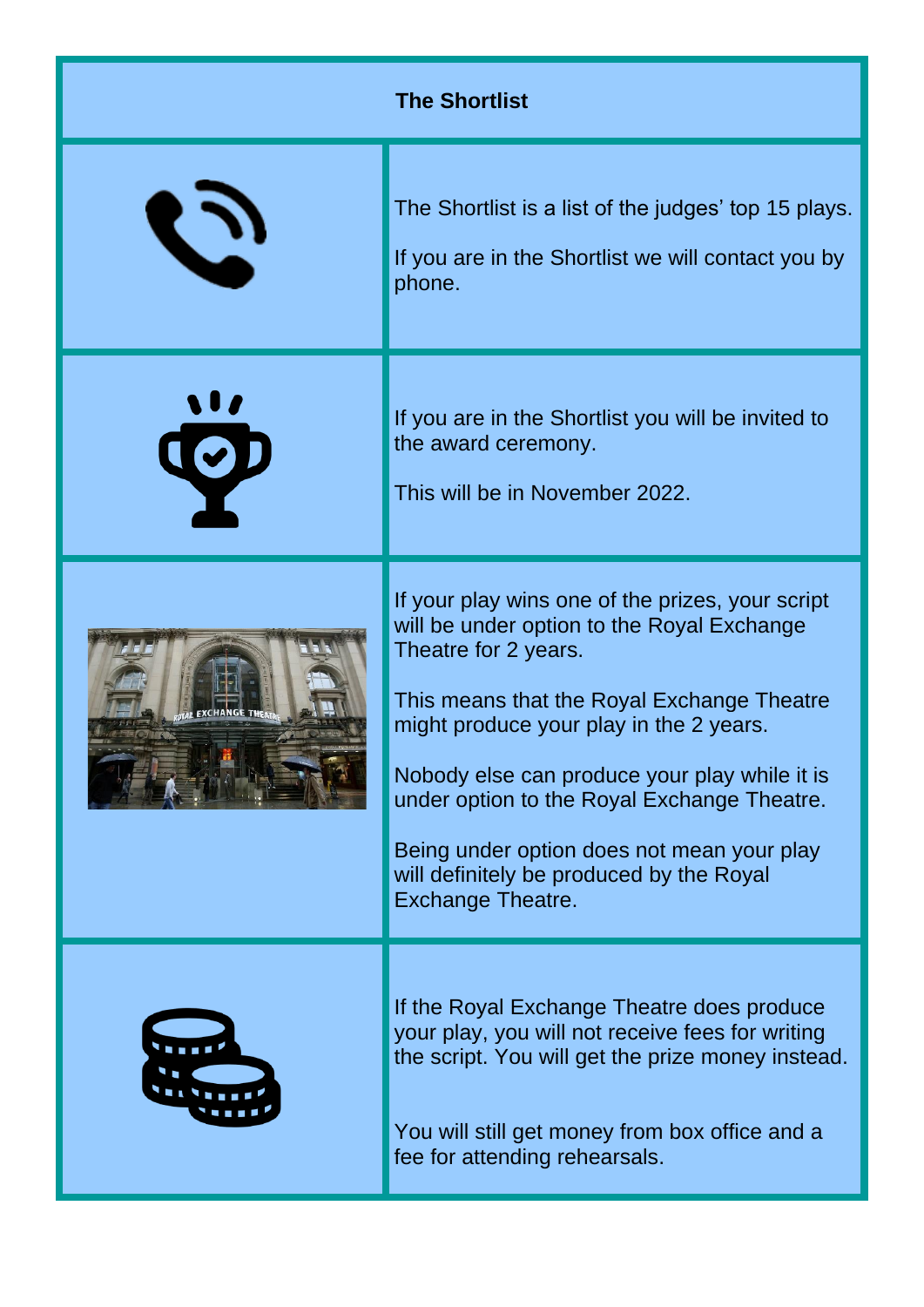## The Shortlist

The Shortlist is a list of the judges' top 15 plays.

If you are in the Shortlist we will contact you by phone.

If you are in the Shortlist you will be invited to the award ceremony.

This will be in November 2022.

If your play wins one of the prizes, your script will be under option to the Royal Exchange Theatre for 2 years.

This means that the Royal Exchange Theatre might produce your play in the 2 years.

Nobody else can produce your play while it is under option to the Royal Exchange Theatre.

Being under option does not mean your play will definitely be produced by the Royal Exchange Theatre.

If the Royal Exchange Theatre does produce your play, you will not receive fees for writing the script. You will get the prize money instead.

You will still get money from box office and a fee for attending rehearsals.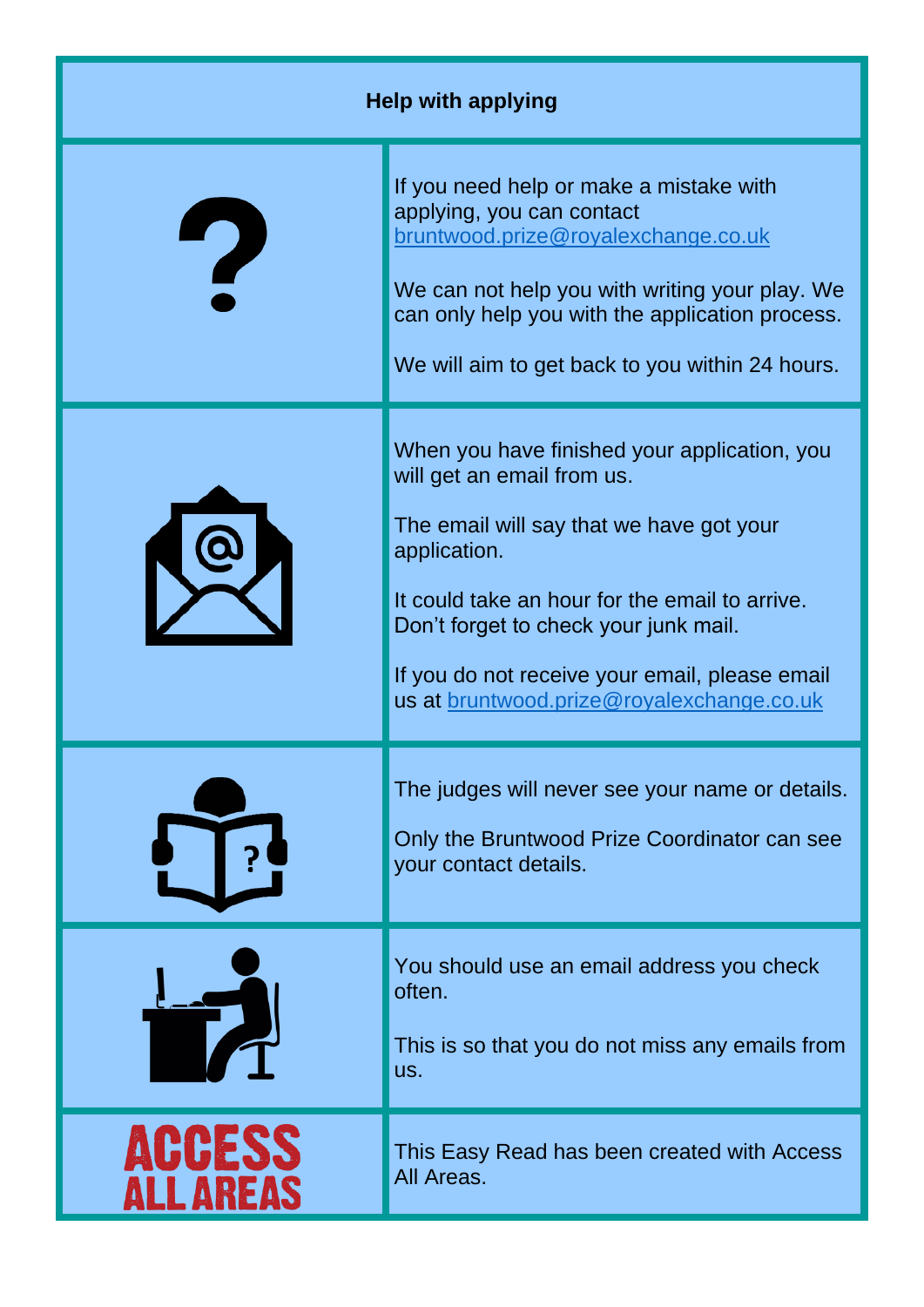## Help with applying

If you need help or make a mistake with applying, you can contact bruntwood.prize@royalexchange.co.uk

We can not help you with writing your play. We can only help you with the application process.

We will aim to get back to you within 24 hours.

When you have finished your application, you will get an email from us.

The email will say that we have got your application.

It could take an hour for the email to arrive. Don't forget to check your junk mail.

If you do not receive your email, please email us at bruntwood.prize@royalexchange.co.uk

The judges will never see your name or details.

Only the Bruntwood Prize Coordinator can see your contact details.

You should use an email address you check often.

This is so that you do not miss any emails from us.

ACCESS ALL AREAS

This Easy Read has been created with Access All Areas.